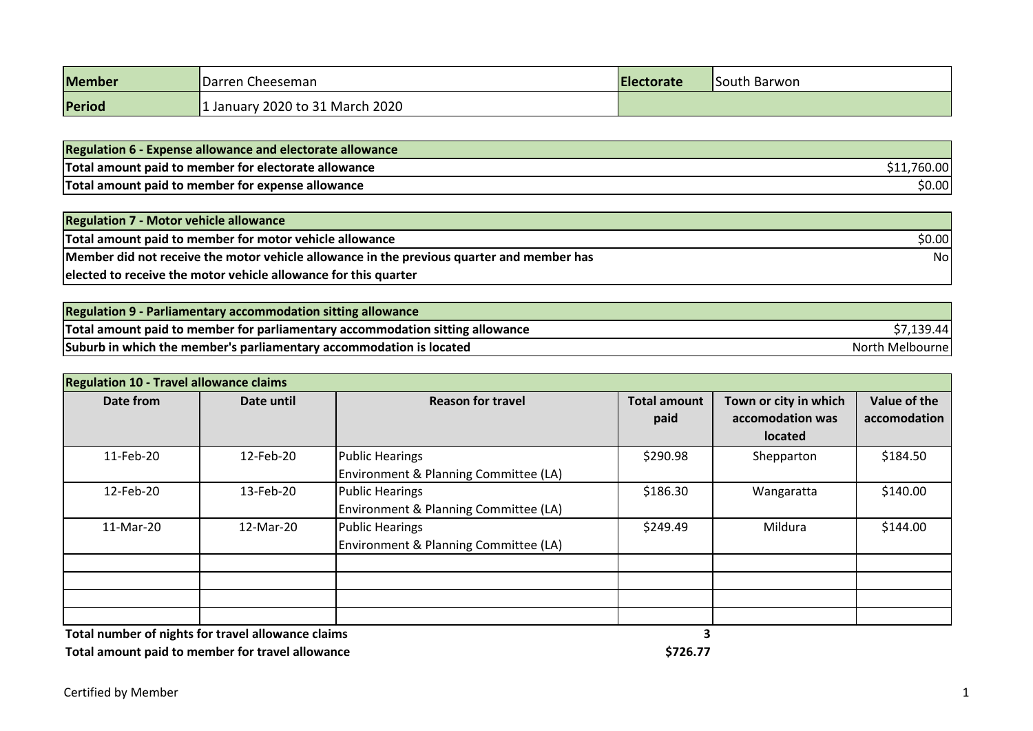| Member | Darren Cheeseman | Electorate | South Barwon |
| --- | --- | --- | --- |
| Period | 1 January 2020 to 31 March 2020 | | |

| Regulation 6 - Expense allowance and electorate allowance | |
| --- | --- |
| Total amount paid to member for electorate allowance | $11,760.00 |
| Total amount paid to member for expense allowance | $0.00 |

| Regulation 7 - Motor vehicle allowance | |
| --- | --- |
| Total amount paid to member for motor vehicle allowance | $0.00 |
| Member did not receive the motor vehicle allowance in the previous quarter and member has elected to receive the motor vehicle allowance for this quarter | No |

| Regulation 9 - Parliamentary accommodation sitting allowance | |
| --- | --- |
| Total amount paid to member for parliamentary accommodation sitting allowance | $7,139.44 |
| Suburb in which the member's parliamentary accommodation is located | North Melbourne |

**Regulation 10 - Travel allowance claims**

| Date from | Date until | Reason for travel | Total amount paid | Town or city in which accomodation was located | Value of the accomodation |
| --- | --- | --- | --- | --- | --- |
| 11-Feb-20 | 12-Feb-20 | Public Hearings Environment & Planning Committee (LA) | $290.98 | Shepparton | $184.50 |
| 12-Feb-20 | 13-Feb-20 | Public Hearings Environment & Planning Committee (LA) | $186.30 | Wangaratta | $140.00 |
| 11-Mar-20 | 12-Mar-20 | Public Hearings Environment & Planning Committee (LA) | $249.49 | Mildura | $144.00 |
| | | | | | |
| | | | | | |
| | | | | | |
| | | | | | |

| | |
| --- | --- |
| **Total number of nights for travel allowance claims** | **3** |
| **Total amount paid to member for travel allowance** | **$726.77** |

Certified by Member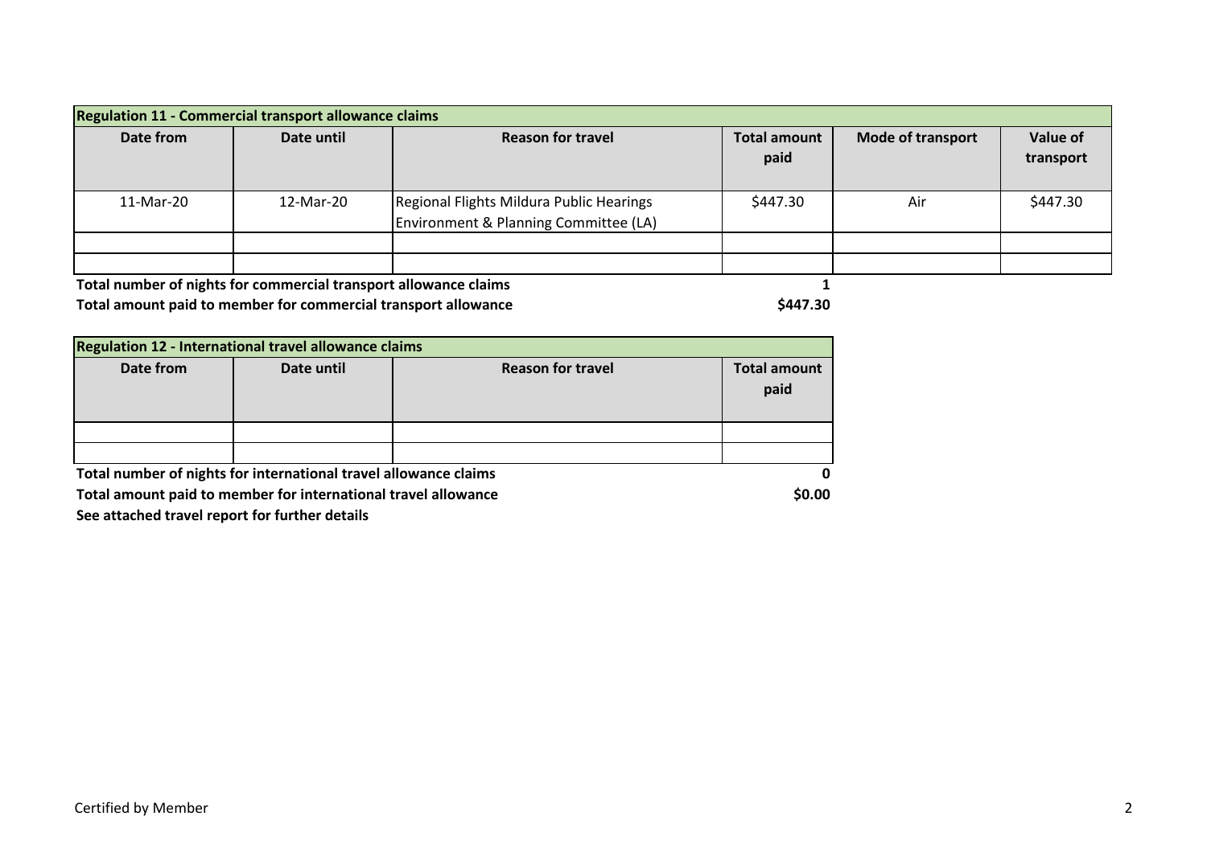| Regulation 11 - Commercial transport allowance claims | | | | | |
|---|---|---|---|---|---|
| **Date from** | **Date until** | **Reason for travel** | **Total amount paid** | **Mode of transport** | **Value of transport** |
| 11-Mar-20 | 12-Mar-20 | Regional Flights Mildura Public Hearings Environment & Planning Committee (LA) | $447.30 | Air | $447.30 |
| | | | | | |
| | | | | | |

**Total number of nights for commercial transport allowance claims** **1**

**Total amount paid to member for commercial transport allowance** **$447.30**

| Regulation 12 - International travel allowance claims | | | |
|---|---|---|---|
| **Date from** | **Date until** | **Reason for travel** | **Total amount paid** |
| | | | |
| | | | |

**Total number of nights for international travel allowance claims** **0**

**Total amount paid to member for international travel allowance** **$0.00**

**See attached travel report for further details**

Certified by Member